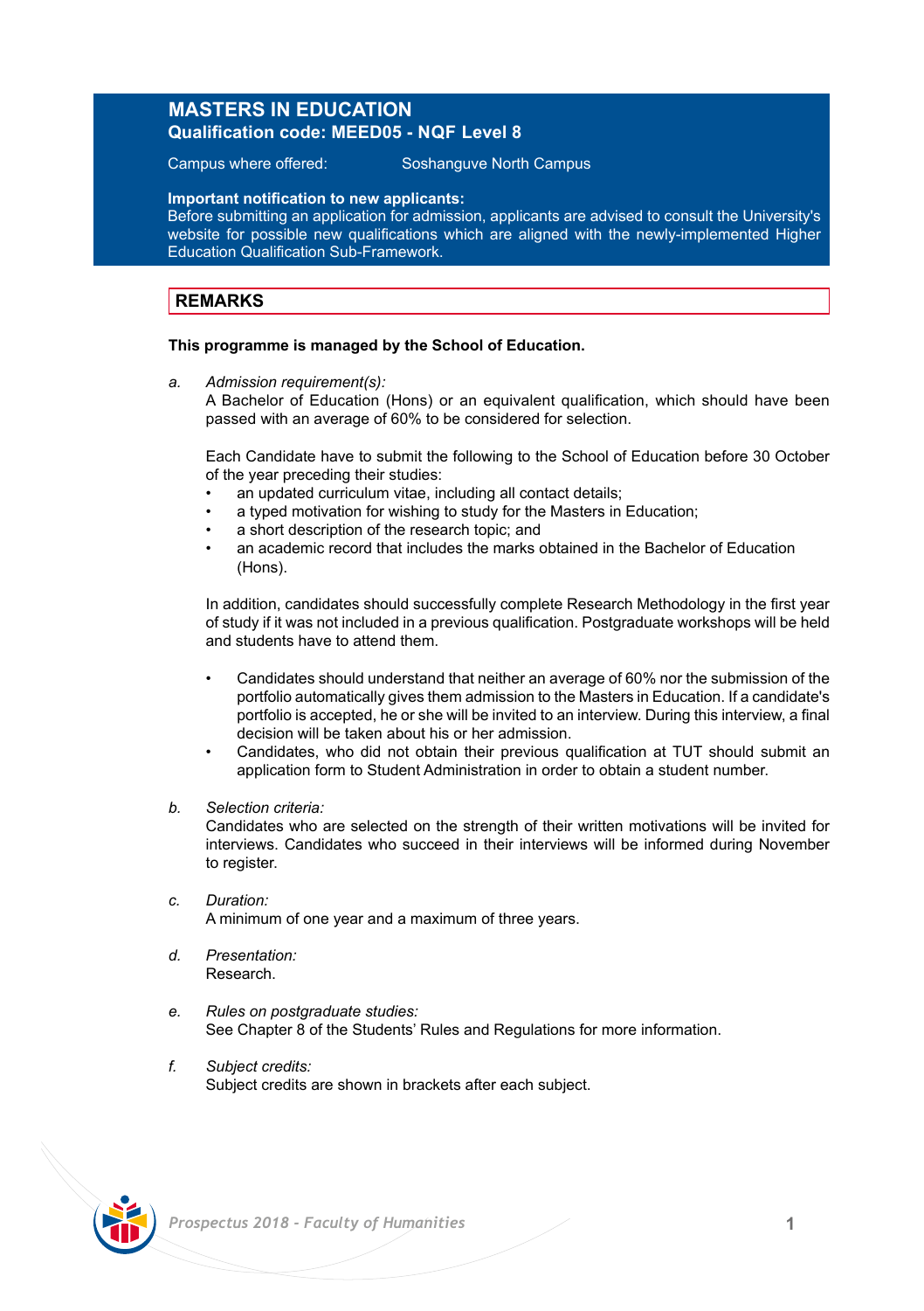# MASTERS IN EDUCATION

**Qualification code: MEED05 - NQF Level 8**

Campus where offered: Soshanguve North Campus

**Important notification to new applicants:**
Before submitting an application for admission, applicants are advised to consult the University's website for possible new qualifications which are aligned with the newly-implemented Higher Education Qualification Sub-Framework.

## REMARKS

**This programme is managed by the School of Education.**

a. *Admission requirement(s):*
A Bachelor of Education (Hons) or an equivalent qualification, which should have been passed with an average of 60% to be considered for selection.

Each Candidate have to submit the following to the School of Education before 30 October of the year preceding their studies:

- an updated curriculum vitae, including all contact details;
- a typed motivation for wishing to study for the Masters in Education;
- a short description of the research topic; and
- an academic record that includes the marks obtained in the Bachelor of Education (Hons).

In addition, candidates should successfully complete Research Methodology in the first year of study if it was not included in a previous qualification. Postgraduate workshops will be held and students have to attend them.

- Candidates should understand that neither an average of 60% nor the submission of the portfolio automatically gives them admission to the Masters in Education. If a candidate's portfolio is accepted, he or she will be invited to an interview. During this interview, a final decision will be taken about his or her admission.
- Candidates, who did not obtain their previous qualification at TUT should submit an application form to Student Administration in order to obtain a student number.

b. *Selection criteria:*
Candidates who are selected on the strength of their written motivations will be invited for interviews. Candidates who succeed in their interviews will be informed during November to register.

c. *Duration:*
A minimum of one year and a maximum of three years.

d. *Presentation:*
Research.

e. *Rules on postgraduate studies:*
See Chapter 8 of the Students' Rules and Regulations for more information.

f. *Subject credits:*
Subject credits are shown in brackets after each subject.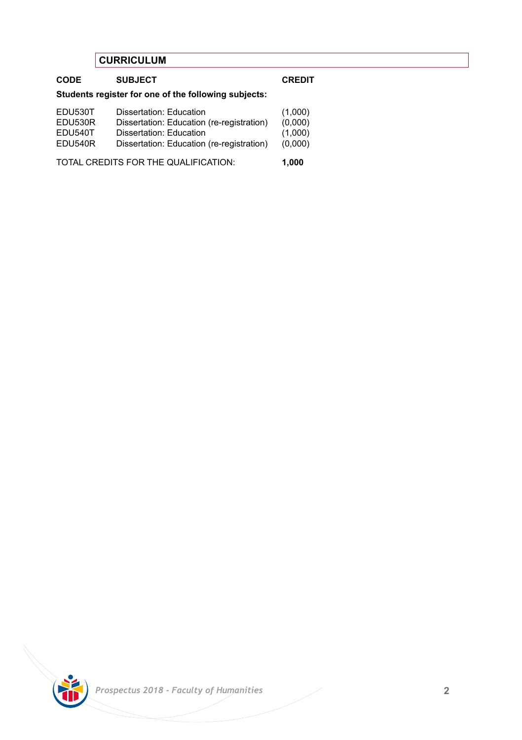## CURRICULUM

| CODE | SUBJECT | CREDIT |
|---|---|---|
| **Students register for one of the following subjects:** | | |
| EDU530T | Dissertation: Education | (1,000) |
| EDU530R | Dissertation: Education (re-registration) | (0,000) |
| EDU540T | Dissertation: Education | (1,000) |
| EDU540R | Dissertation: Education (re-registration) | (0,000) |
| TOTAL CREDITS FOR THE QUALIFICATION: | | **1,000** |